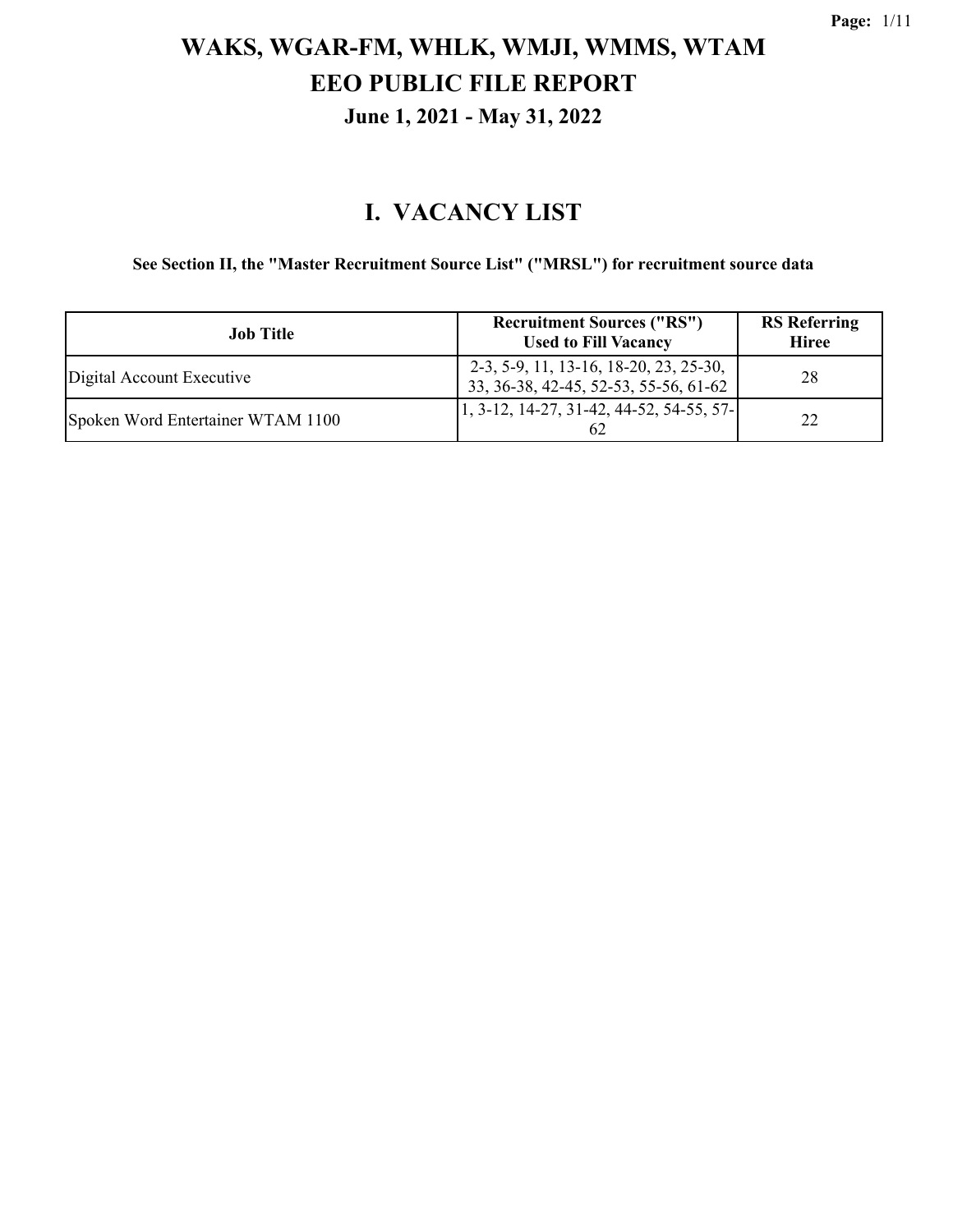# WAKS, WGAR-FM, WHLK, WMJI, WMMS, WTAM
# EEO PUBLIC FILE REPORT
### June 1, 2021 - May 31, 2022

## I. VACANCY LIST

**See Section II, the "Master Recruitment Source List" ("MRSL") for recruitment source data**

| Job Title | Recruitment Sources ("RS") Used to Fill Vacancy | RS Referring Hiree |
|---|---|---|
| Digital Account Executive | 2-3, 5-9, 11, 13-16, 18-20, 23, 25-30, 33, 36-38, 42-45, 52-53, 55-56, 61-62 | 28 |
| Spoken Word Entertainer WTAM 1100 | 1, 3-12, 14-27, 31-42, 44-52, 54-55, 57-62 | 22 |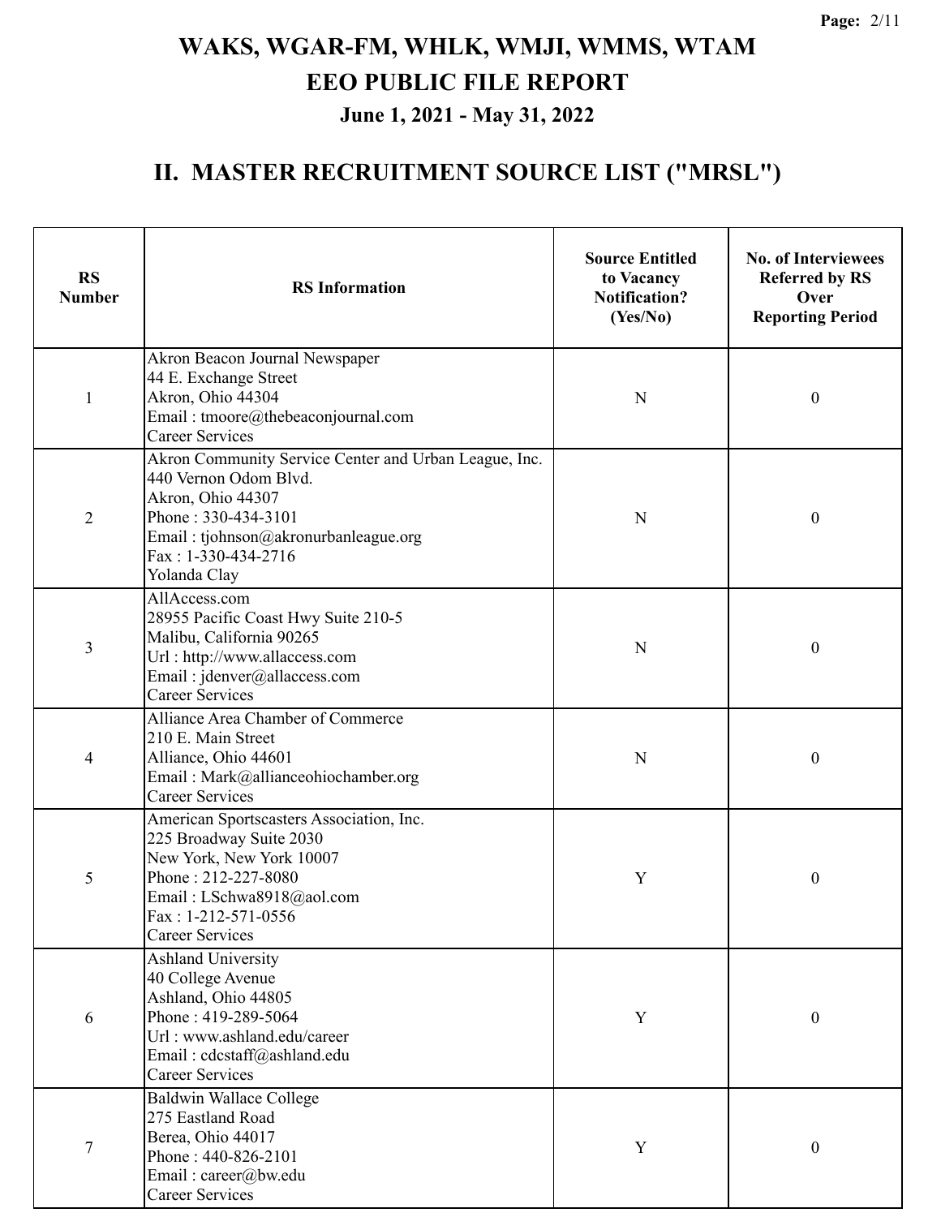# WAKS, WGAR-FM, WHLK, WMJI, WMMS, WTAM
# EEO PUBLIC FILE REPORT
### June 1, 2021 - May 31, 2022

## II. MASTER RECRUITMENT SOURCE LIST ("MRSL")

| RS Number | RS Information | Source Entitled to Vacancy Notification? (Yes/No) | No. of Interviewees Referred by RS Over Reporting Period |
|---|---|---|---|
| 1 | Akron Beacon Journal Newspaper<br>44 E. Exchange Street<br>Akron, Ohio 44304<br>Email : tmoore@thebeaconjournal.com<br>Career Services | N | 0 |
| 2 | Akron Community Service Center and Urban League, Inc.<br>440 Vernon Odom Blvd.<br>Akron, Ohio 44307<br>Phone : 330-434-3101<br>Email : tjohnson@akronurbanleague.org<br>Fax : 1-330-434-2716<br>Yolanda Clay | N | 0 |
| 3 | AllAccess.com<br>28955 Pacific Coast Hwy Suite 210-5<br>Malibu, California 90265<br>Url : http://www.allaccess.com<br>Email : jdenver@allaccess.com<br>Career Services | N | 0 |
| 4 | Alliance Area Chamber of Commerce<br>210 E. Main Street<br>Alliance, Ohio 44601<br>Email : Mark@allianceohiochamber.org<br>Career Services | N | 0 |
| 5 | American Sportscasters Association, Inc.<br>225 Broadway Suite 2030<br>New York, New York 10007<br>Phone : 212-227-8080<br>Email : LSchwa8918@aol.com<br>Fax : 1-212-571-0556<br>Career Services | Y | 0 |
| 6 | Ashland University<br>40 College Avenue<br>Ashland, Ohio 44805<br>Phone : 419-289-5064<br>Url : www.ashland.edu/career<br>Email : cdcstaff@ashland.edu<br>Career Services | Y | 0 |
| 7 | Baldwin Wallace College<br>275 Eastland Road<br>Berea, Ohio 44017<br>Phone : 440-826-2101<br>Email : career@bw.edu<br>Career Services | Y | 0 |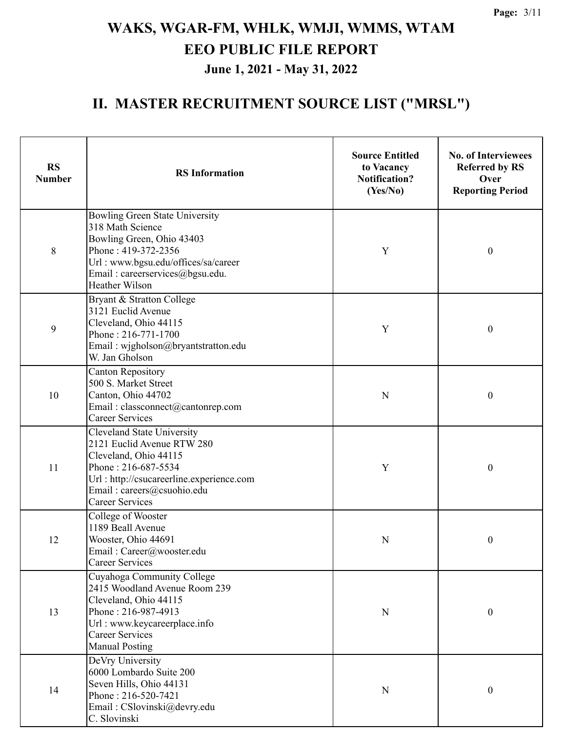# WAKS, WGAR-FM, WHLK, WMJI, WMMS, WTAM
# EEO PUBLIC FILE REPORT
### June 1, 2021 - May 31, 2022

## II. MASTER RECRUITMENT SOURCE LIST ("MRSL")

| RS Number | RS Information | Source Entitled to Vacancy Notification? (Yes/No) | No. of Interviewees Referred by RS Over Reporting Period |
|---|---|---|---|
| 8 | Bowling Green State University<br>318 Math Science<br>Bowling Green, Ohio 43403<br>Phone : 419-372-2356<br>Url : www.bgsu.edu/offices/sa/career<br>Email : careerservices@bgsu.edu.<br>Heather Wilson | Y | 0 |
| 9 | Bryant & Stratton College<br>3121 Euclid Avenue<br>Cleveland, Ohio 44115<br>Phone : 216-771-1700<br>Email : wjgholson@bryantstratton.edu<br>W. Jan Gholson | Y | 0 |
| 10 | Canton Repository<br>500 S. Market Street<br>Canton, Ohio 44702<br>Email : classconnect@cantonrep.com<br>Career Services | N | 0 |
| 11 | Cleveland State University<br>2121 Euclid Avenue RTW 280<br>Cleveland, Ohio 44115<br>Phone : 216-687-5534<br>Url : http://csucareerline.experience.com<br>Email : careers@csuohio.edu<br>Career Services | Y | 0 |
| 12 | College of Wooster<br>1189 Beall Avenue<br>Wooster, Ohio 44691<br>Email : Career@wooster.edu<br>Career Services | N | 0 |
| 13 | Cuyahoga Community College<br>2415 Woodland Avenue Room 239<br>Cleveland, Ohio 44115<br>Phone : 216-987-4913<br>Url : www.keycareerplace.info<br>Career Services<br>Manual Posting | N | 0 |
| 14 | DeVry University<br>6000 Lombardo Suite 200<br>Seven Hills, Ohio 44131<br>Phone : 216-520-7421<br>Email : CSlovinski@devry.edu<br>C. Slovinski | N | 0 |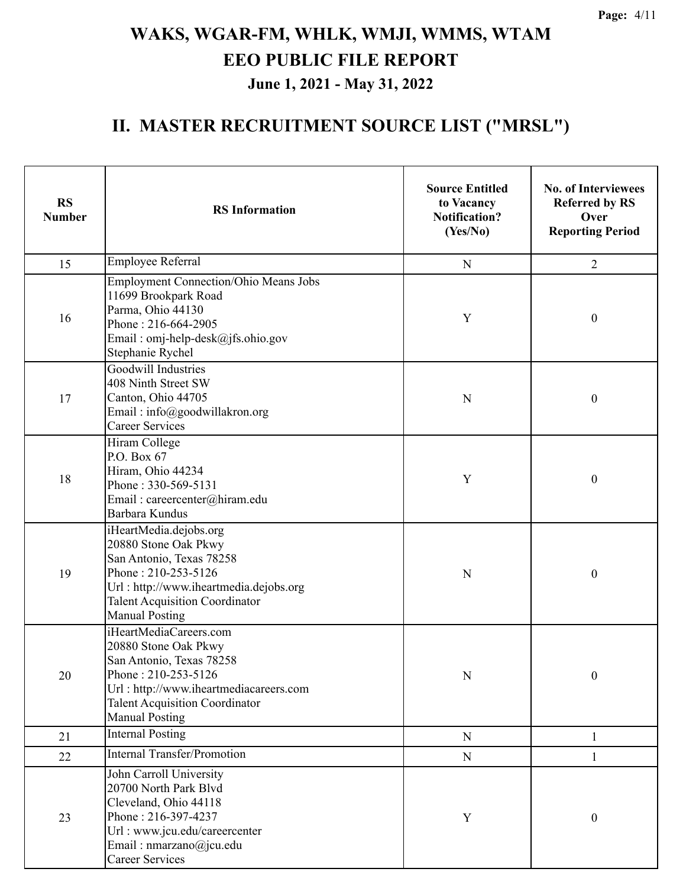# WAKS, WGAR-FM, WHLK, WMJI, WMMS, WTAM
# EEO PUBLIC FILE REPORT
### June 1, 2021 - May 31, 2022

## II. MASTER RECRUITMENT SOURCE LIST ("MRSL")

| RS Number | RS Information | Source Entitled to Vacancy Notification? (Yes/No) | No. of Interviewees Referred by RS Over Reporting Period |
|---|---|---|---|
| 15 | Employee Referral | N | 2 |
| 16 | Employment Connection/Ohio Means Jobs<br>11699 Brookpark Road<br>Parma, Ohio 44130<br>Phone : 216-664-2905<br>Email : omj-help-desk@jfs.ohio.gov<br>Stephanie Rychel | Y | 0 |
| 17 | Goodwill Industries<br>408 Ninth Street SW<br>Canton, Ohio 44705<br>Email : info@goodwillakron.org<br>Career Services | N | 0 |
| 18 | Hiram College<br>P.O. Box 67<br>Hiram, Ohio 44234<br>Phone : 330-569-5131<br>Email : careercenter@hiram.edu<br>Barbara Kundus | Y | 0 |
| 19 | iHeartMedia.dejobs.org<br>20880 Stone Oak Pkwy<br>San Antonio, Texas 78258<br>Phone : 210-253-5126<br>Url : http://www.iheartmedia.dejobs.org<br>Talent Acquisition Coordinator<br>Manual Posting | N | 0 |
| 20 | iHeartMediaCareers.com<br>20880 Stone Oak Pkwy<br>San Antonio, Texas 78258<br>Phone : 210-253-5126<br>Url : http://www.iheartmediacareers.com<br>Talent Acquisition Coordinator<br>Manual Posting | N | 0 |
| 21 | Internal Posting | N | 1 |
| 22 | Internal Transfer/Promotion | N | 1 |
| 23 | John Carroll University<br>20700 North Park Blvd<br>Cleveland, Ohio 44118<br>Phone : 216-397-4237<br>Url : www.jcu.edu/careercenter<br>Email : nmarzano@jcu.edu<br>Career Services | Y | 0 |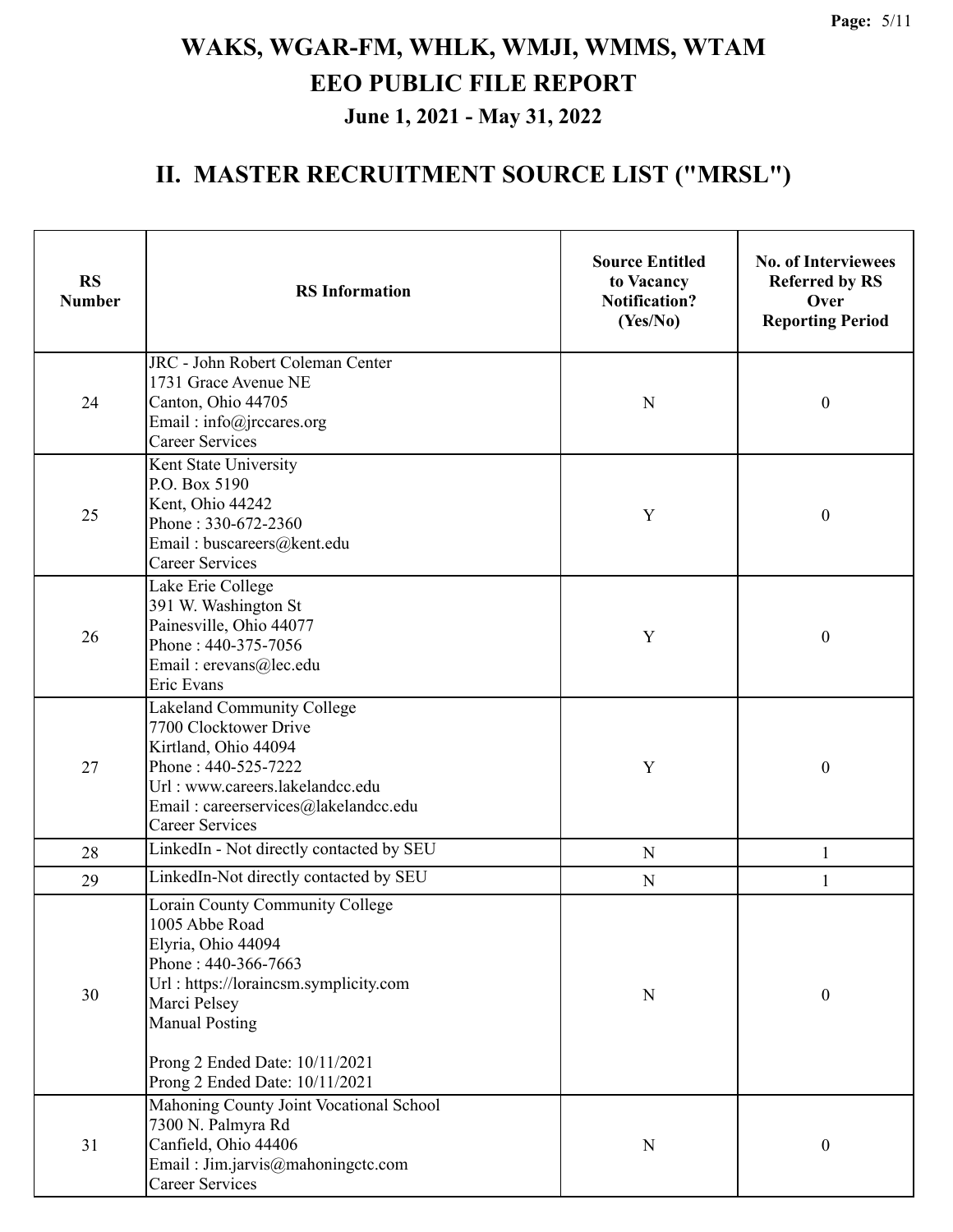# WAKS, WGAR-FM, WHLK, WMJI, WMMS, WTAM
# EEO PUBLIC FILE REPORT
## June 1, 2021 - May 31, 2022

## II. MASTER RECRUITMENT SOURCE LIST ("MRSL")

| RS Number | RS Information | Source Entitled to Vacancy Notification? (Yes/No) | No. of Interviewees Referred by RS Over Reporting Period |
|---|---|---|---|
| 24 | JRC - John Robert Coleman Center<br>1731 Grace Avenue NE<br>Canton, Ohio 44705<br>Email : info@jrccares.org<br>Career Services | N | 0 |
| 25 | Kent State University<br>P.O. Box 5190<br>Kent, Ohio 44242<br>Phone : 330-672-2360<br>Email : buscareers@kent.edu<br>Career Services | Y | 0 |
| 26 | Lake Erie College<br>391 W. Washington St<br>Painesville, Ohio 44077<br>Phone : 440-375-7056<br>Email : erevans@lec.edu<br>Eric Evans | Y | 0 |
| 27 | Lakeland Community College<br>7700 Clocktower Drive<br>Kirtland, Ohio 44094<br>Phone : 440-525-7222<br>Url : www.careers.lakelandcc.edu<br>Email : careerservices@lakelandcc.edu<br>Career Services | Y | 0 |
| 28 | LinkedIn - Not directly contacted by SEU | N | 1 |
| 29 | LinkedIn-Not directly contacted by SEU | N | 1 |
| 30 | Lorain County Community College<br>1005 Abbe Road<br>Elyria, Ohio 44094<br>Phone : 440-366-7663<br>Url : https://loraincsm.symplicity.com<br>Marci Pelsey<br>Manual Posting<br><br>Prong 2 Ended Date: 10/11/2021<br>Prong 2 Ended Date: 10/11/2021 | N | 0 |
| 31 | Mahoning County Joint Vocational School<br>7300 N. Palmyra Rd<br>Canfield, Ohio 44406<br>Email : Jim.jarvis@mahoningctc.com<br>Career Services | N | 0 |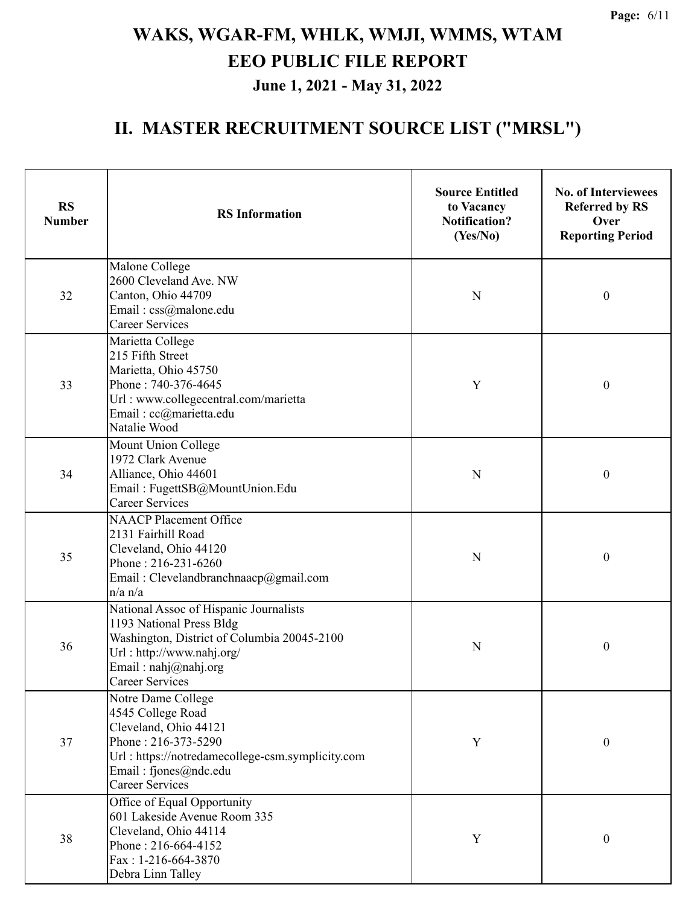# WAKS, WGAR-FM, WHLK, WMJI, WMMS, WTAM
# EEO PUBLIC FILE REPORT
### June 1, 2021 - May 31, 2022

## II. MASTER RECRUITMENT SOURCE LIST ("MRSL")

| RS Number | RS Information | Source Entitled to Vacancy Notification? (Yes/No) | No. of Interviewees Referred by RS Over Reporting Period |
|---|---|---|---|
| 32 | Malone College<br>2600 Cleveland Ave. NW<br>Canton, Ohio 44709<br>Email : css@malone.edu<br>Career Services | N | 0 |
| 33 | Marietta College<br>215 Fifth Street<br>Marietta, Ohio 45750<br>Phone : 740-376-4645<br>Url : www.collegecentral.com/marietta<br>Email : cc@marietta.edu<br>Natalie Wood | Y | 0 |
| 34 | Mount Union College<br>1972 Clark Avenue<br>Alliance, Ohio 44601<br>Email : FugettSB@MountUnion.Edu<br>Career Services | N | 0 |
| 35 | NAACP Placement Office<br>2131 Fairhill Road<br>Cleveland, Ohio 44120<br>Phone : 216-231-6260<br>Email : Clevelandbranchnaacp@gmail.com<br>n/a n/a | N | 0 |
| 36 | National Assoc of Hispanic Journalists<br>1193 National Press Bldg<br>Washington, District of Columbia 20045-2100<br>Url : http://www.nahj.org/<br>Email : nahj@nahj.org<br>Career Services | N | 0 |
| 37 | Notre Dame College<br>4545 College Road<br>Cleveland, Ohio 44121<br>Phone : 216-373-5290<br>Url : https://notredamecollege-csm.symplicity.com<br>Email : fjones@ndc.edu<br>Career Services | Y | 0 |
| 38 | Office of Equal Opportunity<br>601 Lakeside Avenue Room 335<br>Cleveland, Ohio 44114<br>Phone : 216-664-4152<br>Fax : 1-216-664-3870<br>Debra Linn Talley | Y | 0 |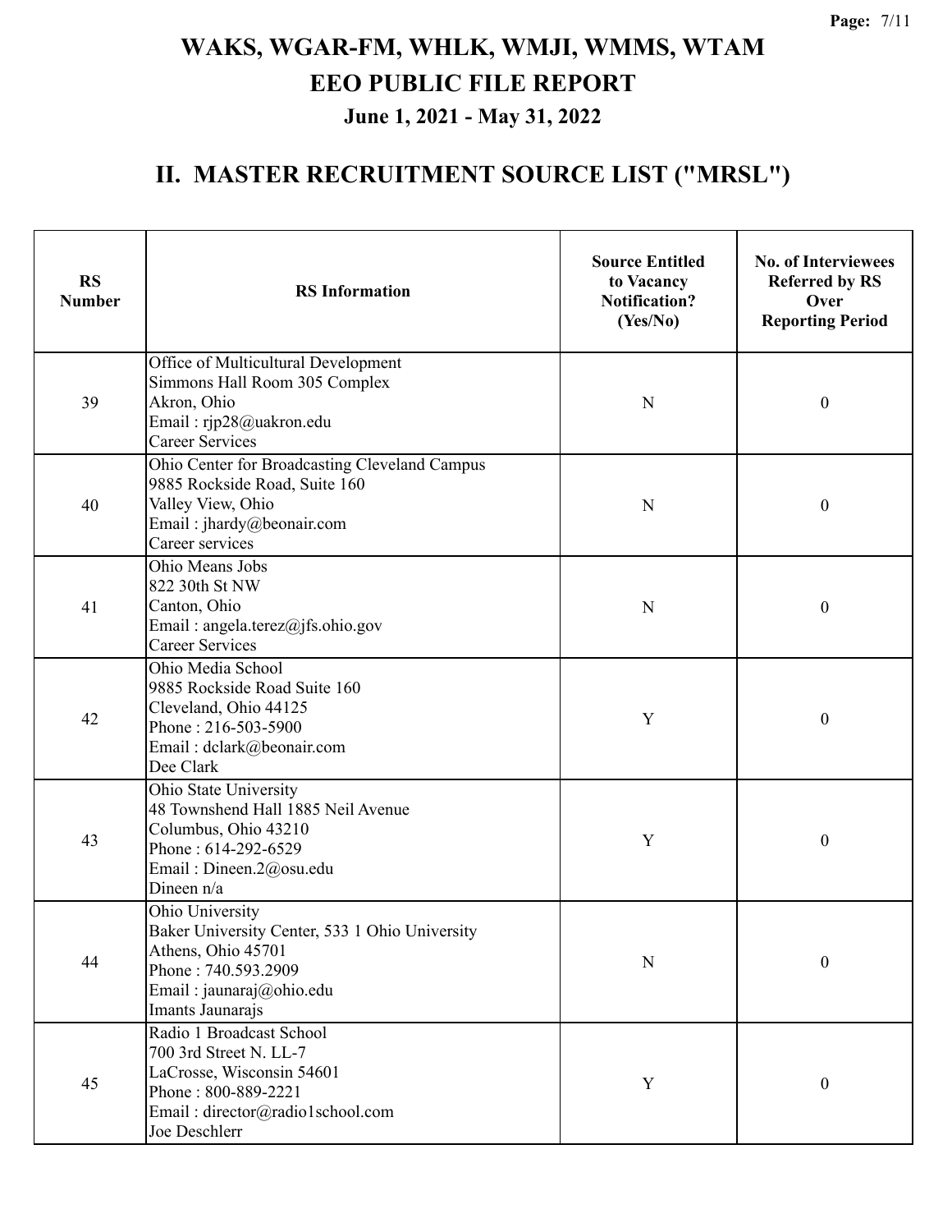# WAKS, WGAR-FM, WHLK, WMJI, WMMS, WTAM

## EEO PUBLIC FILE REPORT

### June 1, 2021 - May 31, 2022

## II. MASTER RECRUITMENT SOURCE LIST ("MRSL")

| RS Number | RS Information | Source Entitled to Vacancy Notification? (Yes/No) | No. of Interviewees Referred by RS Over Reporting Period |
|---|---|---|---|
| 39 | Office of Multicultural Development<br>Simmons Hall Room 305 Complex<br>Akron, Ohio<br>Email : rjp28@uakron.edu<br>Career Services | N | 0 |
| 40 | Ohio Center for Broadcasting Cleveland Campus<br>9885 Rockside Road, Suite 160<br>Valley View, Ohio<br>Email : jhardy@beonair.com<br>Career services | N | 0 |
| 41 | Ohio Means Jobs<br>822 30th St NW<br>Canton, Ohio<br>Email : angela.terez@jfs.ohio.gov<br>Career Services | N | 0 |
| 42 | Ohio Media School<br>9885 Rockside Road Suite 160<br>Cleveland, Ohio 44125<br>Phone : 216-503-5900<br>Email : dclark@beonair.com<br>Dee Clark | Y | 0 |
| 43 | Ohio State University<br>48 Townshend Hall 1885 Neil Avenue<br>Columbus, Ohio 43210<br>Phone : 614-292-6529<br>Email : Dineen.2@osu.edu<br>Dineen n/a | Y | 0 |
| 44 | Ohio University<br>Baker University Center, 533 1 Ohio University<br>Athens, Ohio 45701<br>Phone : 740.593.2909<br>Email : jaunaraj@ohio.edu<br>Imants Jaunarajs | N | 0 |
| 45 | Radio 1 Broadcast School<br>700 3rd Street N. LL-7<br>LaCrosse, Wisconsin 54601<br>Phone : 800-889-2221<br>Email : director@radio1school.com<br>Joe Deschlerr | Y | 0 |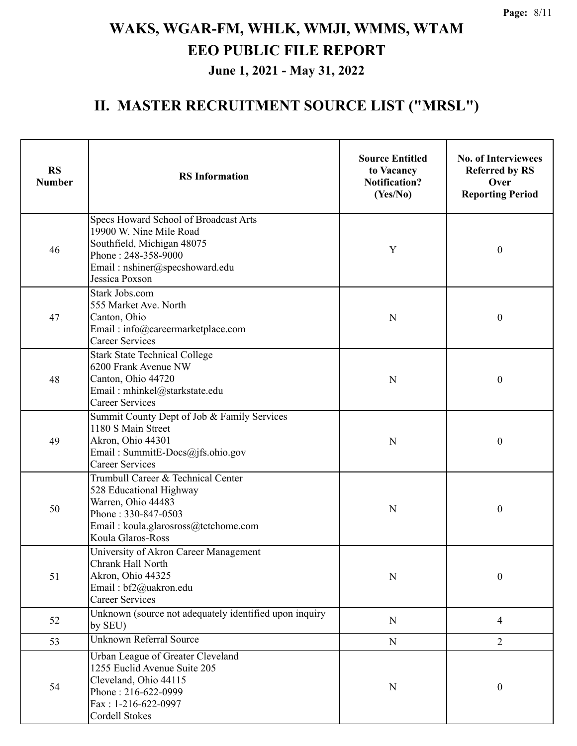# WAKS, WGAR-FM, WHLK, WMJI, WMMS, WTAM
# EEO PUBLIC FILE REPORT
## June 1, 2021 - May 31, 2022

## II. MASTER RECRUITMENT SOURCE LIST ("MRSL")

| RS Number | RS Information | Source Entitled to Vacancy Notification? (Yes/No) | No. of Interviewees Referred by RS Over Reporting Period |
|---|---|---|---|
| 46 | Specs Howard School of Broadcast Arts<br>19900 W. Nine Mile Road<br>Southfield, Michigan 48075<br>Phone : 248-358-9000<br>Email : nshiner@specshoward.edu<br>Jessica Poxson | Y | 0 |
| 47 | Stark Jobs.com<br>555 Market Ave. North<br>Canton, Ohio<br>Email : info@careermarketplace.com<br>Career Services | N | 0 |
| 48 | Stark State Technical College<br>6200 Frank Avenue NW<br>Canton, Ohio 44720<br>Email : mhinkel@starkstate.edu<br>Career Services | N | 0 |
| 49 | Summit County Dept of Job & Family Services<br>1180 S Main Street<br>Akron, Ohio 44301<br>Email : SummitE-Docs@jfs.ohio.gov<br>Career Services | N | 0 |
| 50 | Trumbull Career & Technical Center<br>528 Educational Highway<br>Warren, Ohio 44483<br>Phone : 330-847-0503<br>Email : koula.glarosross@tctchome.com<br>Koula Glaros-Ross | N | 0 |
| 51 | University of Akron Career Management<br>Chrank Hall North<br>Akron, Ohio 44325<br>Email : bf2@uakron.edu<br>Career Services | N | 0 |
| 52 | Unknown (source not adequately identified upon inquiry by SEU) | N | 4 |
| 53 | Unknown Referral Source | N | 2 |
| 54 | Urban League of Greater Cleveland<br>1255 Euclid Avenue Suite 205<br>Cleveland, Ohio 44115<br>Phone : 216-622-0999<br>Fax : 1-216-622-0997<br>Cordell Stokes | N | 0 |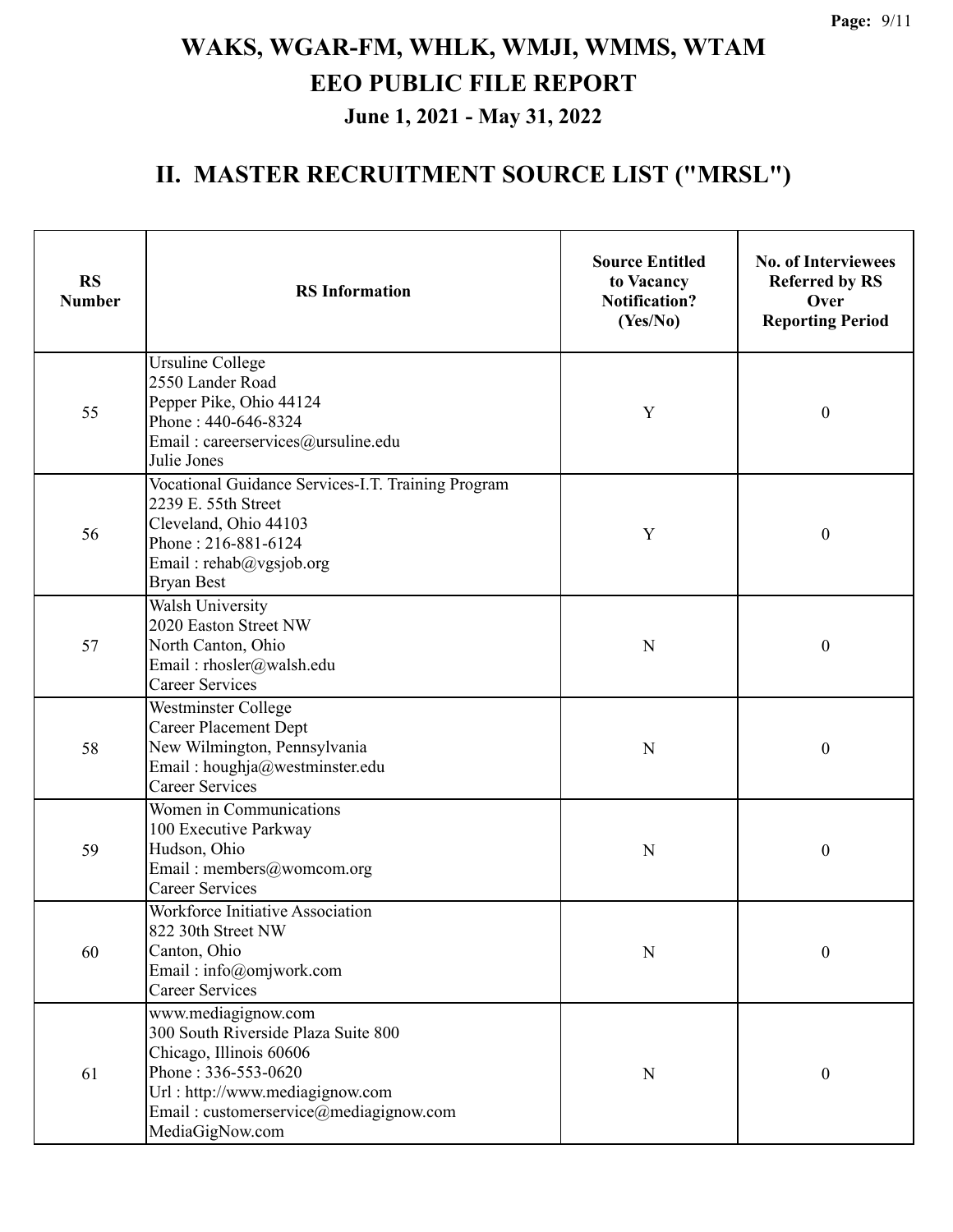# WAKS, WGAR-FM, WHLK, WMJI, WMMS, WTAM
# EEO PUBLIC FILE REPORT
## June 1, 2021 - May 31, 2022

## II. MASTER RECRUITMENT SOURCE LIST ("MRSL")

| RS Number | RS Information | Source Entitled to Vacancy Notification? (Yes/No) | No. of Interviewees Referred by RS Over Reporting Period |
|---|---|---|---|
| 55 | Ursuline College<br>2550 Lander Road<br>Pepper Pike, Ohio 44124<br>Phone : 440-646-8324<br>Email : careerservices@ursuline.edu<br>Julie Jones | Y | 0 |
| 56 | Vocational Guidance Services-I.T. Training Program<br>2239 E. 55th Street<br>Cleveland, Ohio 44103<br>Phone : 216-881-6124<br>Email : rehab@vgsjob.org<br>Bryan Best | Y | 0 |
| 57 | Walsh University<br>2020 Easton Street NW<br>North Canton, Ohio<br>Email : rhosler@walsh.edu<br>Career Services | N | 0 |
| 58 | Westminster College<br>Career Placement Dept<br>New Wilmington, Pennsylvania<br>Email : houghja@westminster.edu<br>Career Services | N | 0 |
| 59 | Women in Communications<br>100 Executive Parkway<br>Hudson, Ohio<br>Email : members@womcom.org<br>Career Services | N | 0 |
| 60 | Workforce Initiative Association<br>822 30th Street NW<br>Canton, Ohio<br>Email : info@omjwork.com<br>Career Services | N | 0 |
| 61 | www.mediagignow.com<br>300 South Riverside Plaza Suite 800<br>Chicago, Illinois 60606<br>Phone : 336-553-0620<br>Url : http://www.mediagignow.com<br>Email : customerservice@mediagignow.com<br>MediaGigNow.com | N | 0 |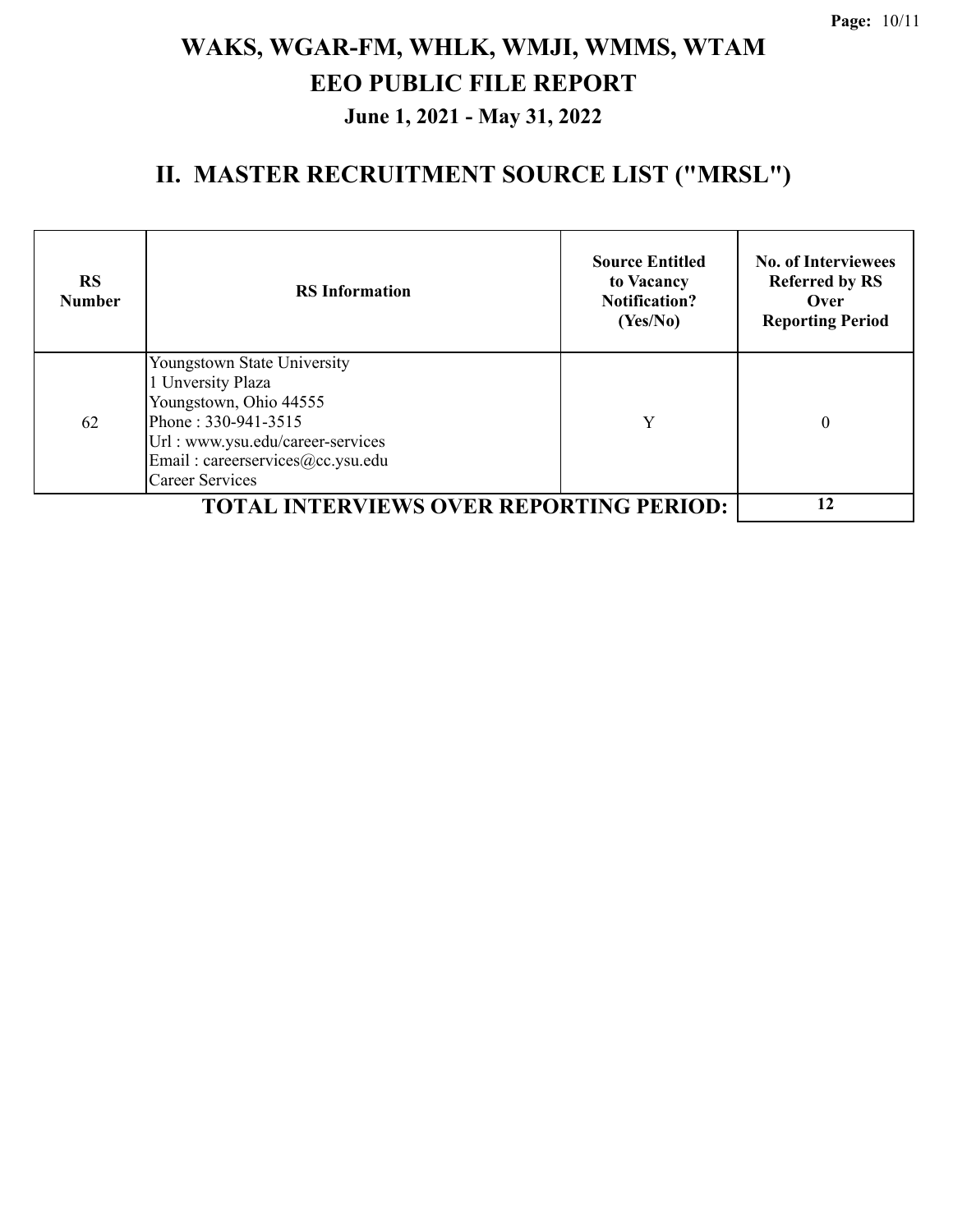# WAKS, WGAR-FM, WHLK, WMJI, WMMS, WTAM
# EEO PUBLIC FILE REPORT
### June 1, 2021 - May 31, 2022

## II. MASTER RECRUITMENT SOURCE LIST ("MRSL")

| RS Number | RS Information | Source Entitled to Vacancy Notification? (Yes/No) | No. of Interviewees Referred by RS Over Reporting Period |
|---|---|---|---|
| 62 | Youngstown State University<br>1 Unversity Plaza<br>Youngstown, Ohio 44555<br>Phone : 330-941-3515<br>Url : www.ysu.edu/career-services<br>Email : careerservices@cc.ysu.edu<br>Career Services | Y | 0 |
| | **TOTAL INTERVIEWS OVER REPORTING PERIOD:** | | **12** |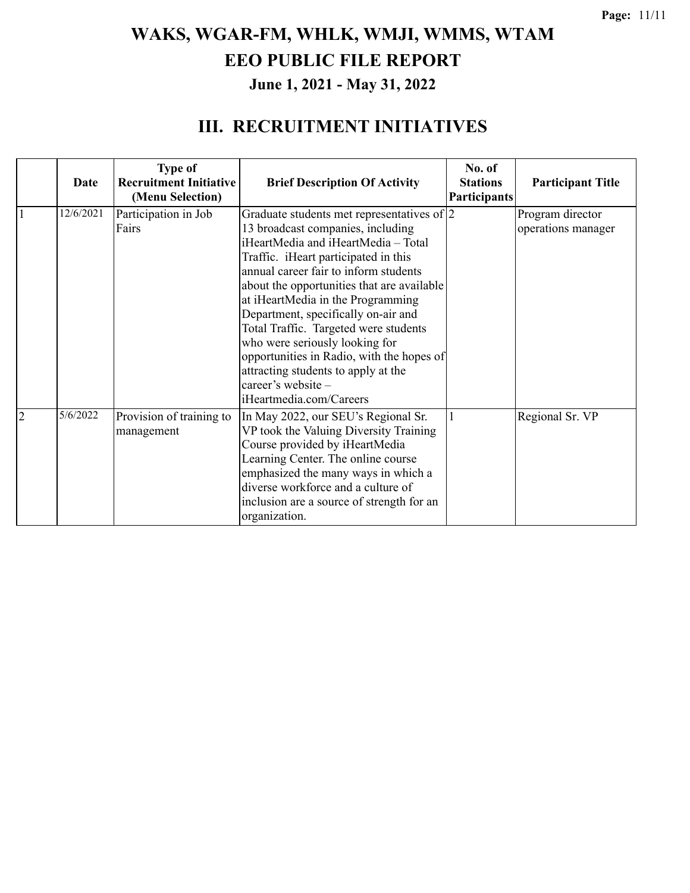# WAKS, WGAR-FM, WHLK, WMJI, WMMS, WTAM

# EEO PUBLIC FILE REPORT

### June 1, 2021 - May 31, 2022

## III. RECRUITMENT INITIATIVES

| | Date | Type of Recruitment Initiative (Menu Selection) | Brief Description Of Activity | No. of Stations Participants | Participant Title |
|---|---|---|---|---|---|
| 1 | 12/6/2021 | Participation in Job Fairs | Graduate students met representatives of 13 broadcast companies, including iHeartMedia and iHeartMedia – Total Traffic. iHeart participated in this annual career fair to inform students about the opportunities that are available at iHeartMedia in the Programming Department, specifically on-air and Total Traffic. Targeted were students who were seriously looking for opportunities in Radio, with the hopes of attracting students to apply at the career's website – iHeartmedia.com/Careers | 2 | Program director operations manager |
| 2 | 5/6/2022 | Provision of training to management | In May 2022, our SEU's Regional Sr. VP took the Valuing Diversity Training Course provided by iHeartMedia Learning Center. The online course emphasized the many ways in which a diverse workforce and a culture of inclusion are a source of strength for an organization. | 1 | Regional Sr. VP |